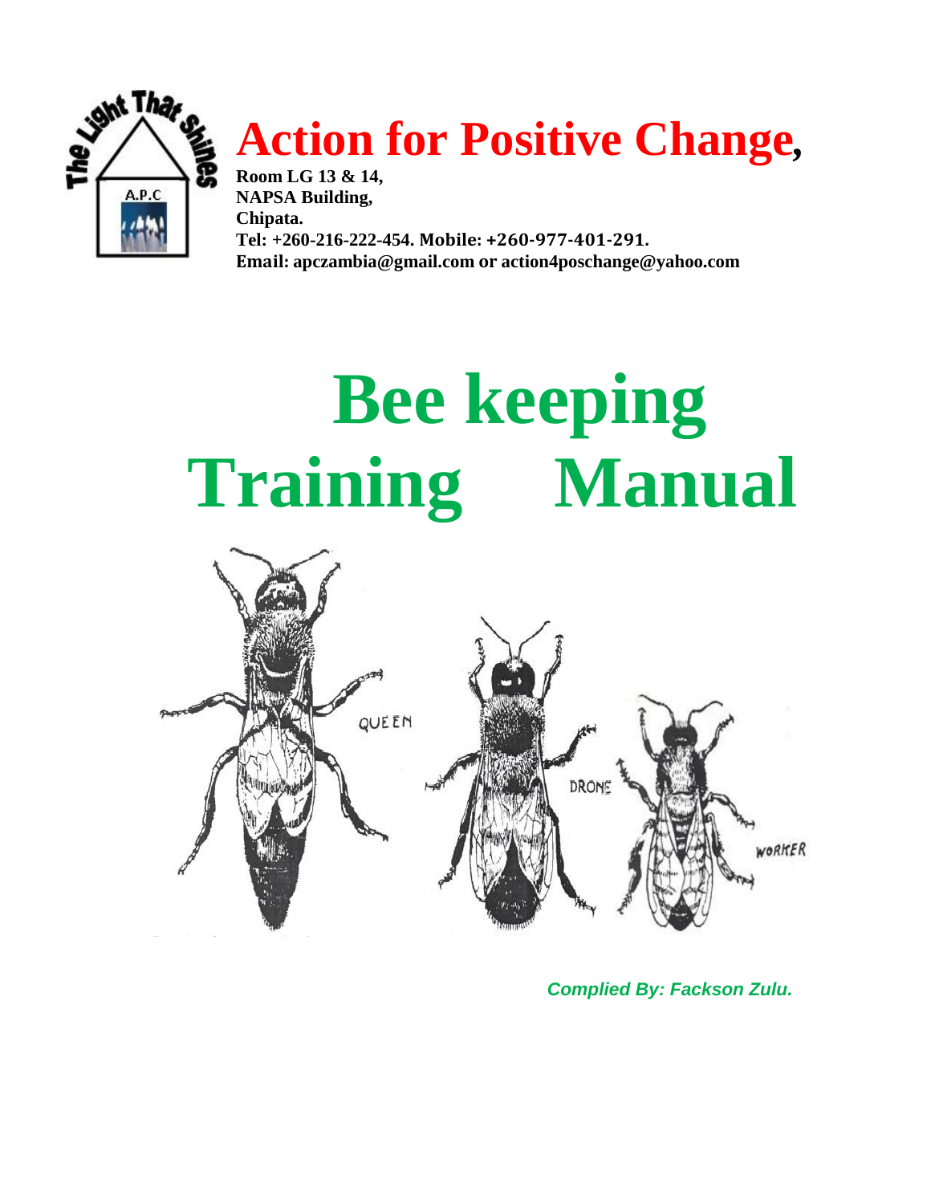# Action for Positive Change,

**Room LG 13 & 14,**
**NAPSA Building,**
**Chipata.**
**Tel: +260-216-222-454. Mobile: +260-977-401-291.**
**Email: apczambia@gmail.com or action4poschange@yahoo.com**

# Bee keeping Training Manual

*Complied By: Fackson Zulu.*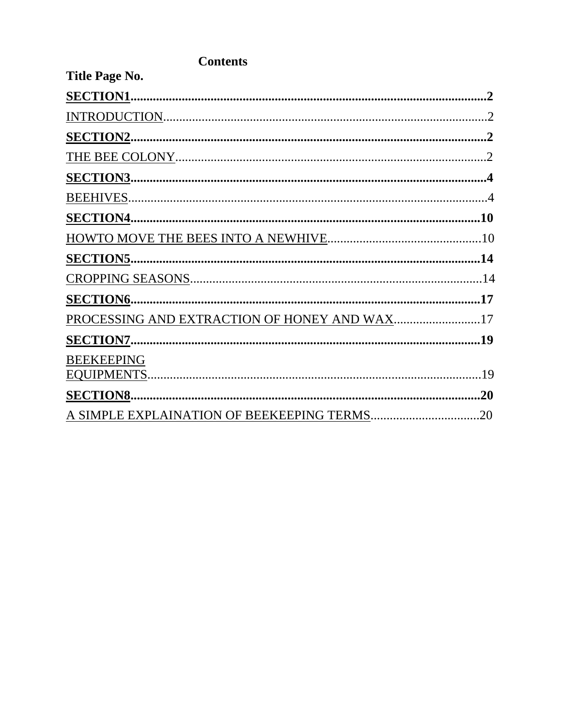# Contents

**Title Page No.**

**SECTION1**.....................................................................................................**2**

INTRODUCTION...........................................................................................2

**SECTION2**.....................................................................................................**2**

THE BEE COLONY.......................................................................................2

**SECTION3**.....................................................................................................**4**

BEEHIVES.....................................................................................................4

**SECTION4**.....................................................................................................**10**

HOWTO MOVE THE BEES INTO A NEWHIVE...........................................10

**SECTION5**.....................................................................................................**14**

CROPPING SEASONS..................................................................................14

**SECTION6**.....................................................................................................**17**

PROCESSING AND EXTRACTION OF HONEY AND WAX...........................17

**SECTION7**.....................................................................................................**19**

BEEKEEPING EQUIPMENTS.......................................................................19

**SECTION8**.....................................................................................................**20**

A SIMPLE EXPLAINATION OF BEEKEEPING TERMS.................................20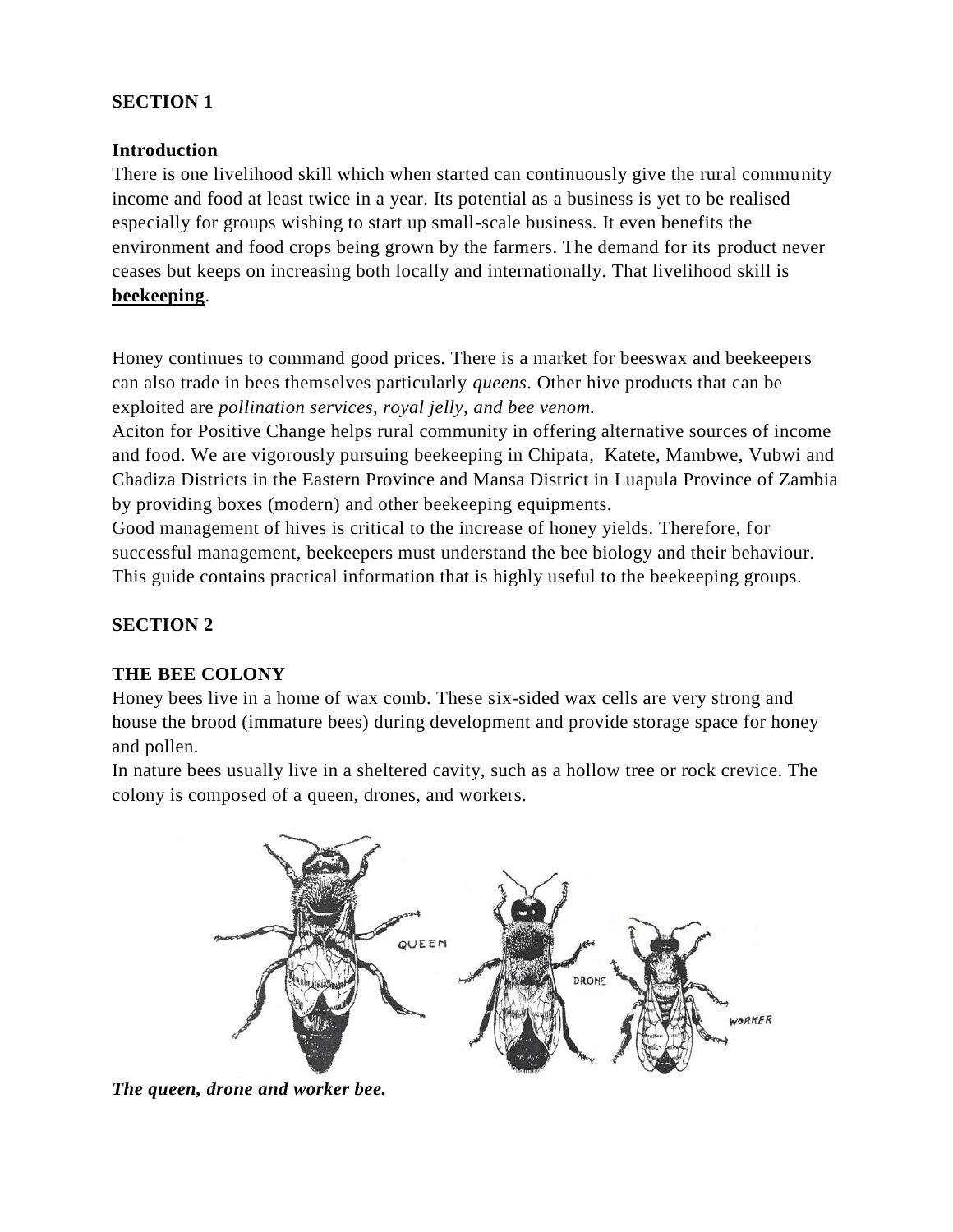## SECTION 1

### Introduction

There is one livelihood skill which when started can continuously give the rural community income and food at least twice in a year. Its potential as a business is yet to be realised especially for groups wishing to start up small-scale business. It even benefits the environment and food crops being grown by the farmers. The demand for its product never ceases but keeps on increasing both locally and internationally. That livelihood skill is **beekeeping**.

Honey continues to command good prices. There is a market for beeswax and beekeepers can also trade in bees themselves particularly *queens*. Other hive products that can be exploited are *pollination services, royal jelly, and bee venom.*

Aciton for Positive Change helps rural community in offering alternative sources of income and food. We are vigorously pursuing beekeeping in Chipata, Katete, Mambwe, Vubwi and Chadiza Districts in the Eastern Province and Mansa District in Luapula Province of Zambia by providing boxes (modern) and other beekeeping equipments.

Good management of hives is critical to the increase of honey yields. Therefore, for successful management, beekeepers must understand the bee biology and their behaviour. This guide contains practical information that is highly useful to the beekeeping groups.

## SECTION 2

### THE BEE COLONY

Honey bees live in a home of wax comb. These six-sided wax cells are very strong and house the brood (immature bees) during development and provide storage space for honey and pollen.

In nature bees usually live in a sheltered cavity, such as a hollow tree or rock crevice. The colony is composed of a queen, drones, and workers.

***The queen, drone and worker bee.***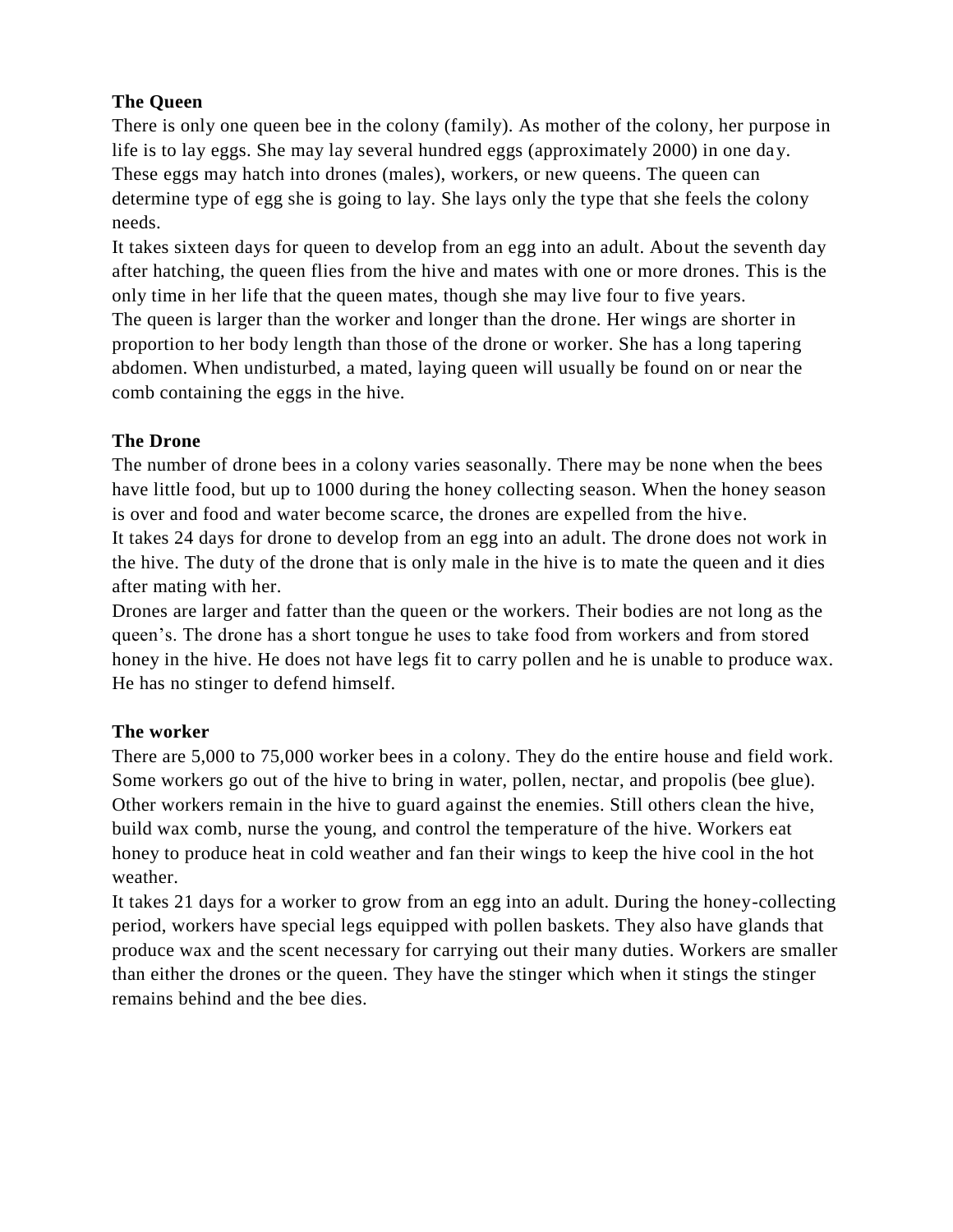**The Queen**

There is only one queen bee in the colony (family). As mother of the colony, her purpose in life is to lay eggs. She may lay several hundred eggs (approximately 2000) in one day. These eggs may hatch into drones (males), workers, or new queens. The queen can determine type of egg she is going to lay. She lays only the type that she feels the colony needs.

It takes sixteen days for queen to develop from an egg into an adult. About the seventh day after hatching, the queen flies from the hive and mates with one or more drones. This is the only time in her life that the queen mates, though she may live four to five years.

The queen is larger than the worker and longer than the drone. Her wings are shorter in proportion to her body length than those of the drone or worker. She has a long tapering abdomen. When undisturbed, a mated, laying queen will usually be found on or near the comb containing the eggs in the hive.

**The Drone**

The number of drone bees in a colony varies seasonally. There may be none when the bees have little food, but up to 1000 during the honey collecting season. When the honey season is over and food and water become scarce, the drones are expelled from the hive.

It takes 24 days for drone to develop from an egg into an adult. The drone does not work in the hive. The duty of the drone that is only male in the hive is to mate the queen and it dies after mating with her.

Drones are larger and fatter than the queen or the workers. Their bodies are not long as the queen's. The drone has a short tongue he uses to take food from workers and from stored honey in the hive. He does not have legs fit to carry pollen and he is unable to produce wax. He has no stinger to defend himself.

**The worker**

There are 5,000 to 75,000 worker bees in a colony. They do the entire house and field work. Some workers go out of the hive to bring in water, pollen, nectar, and propolis (bee glue). Other workers remain in the hive to guard against the enemies. Still others clean the hive, build wax comb, nurse the young, and control the temperature of the hive. Workers eat honey to produce heat in cold weather and fan their wings to keep the hive cool in the hot weather.

It takes 21 days for a worker to grow from an egg into an adult. During the honey-collecting period, workers have special legs equipped with pollen baskets. They also have glands that produce wax and the scent necessary for carrying out their many duties. Workers are smaller than either the drones or the queen. They have the stinger which when it stings the stinger remains behind and the bee dies.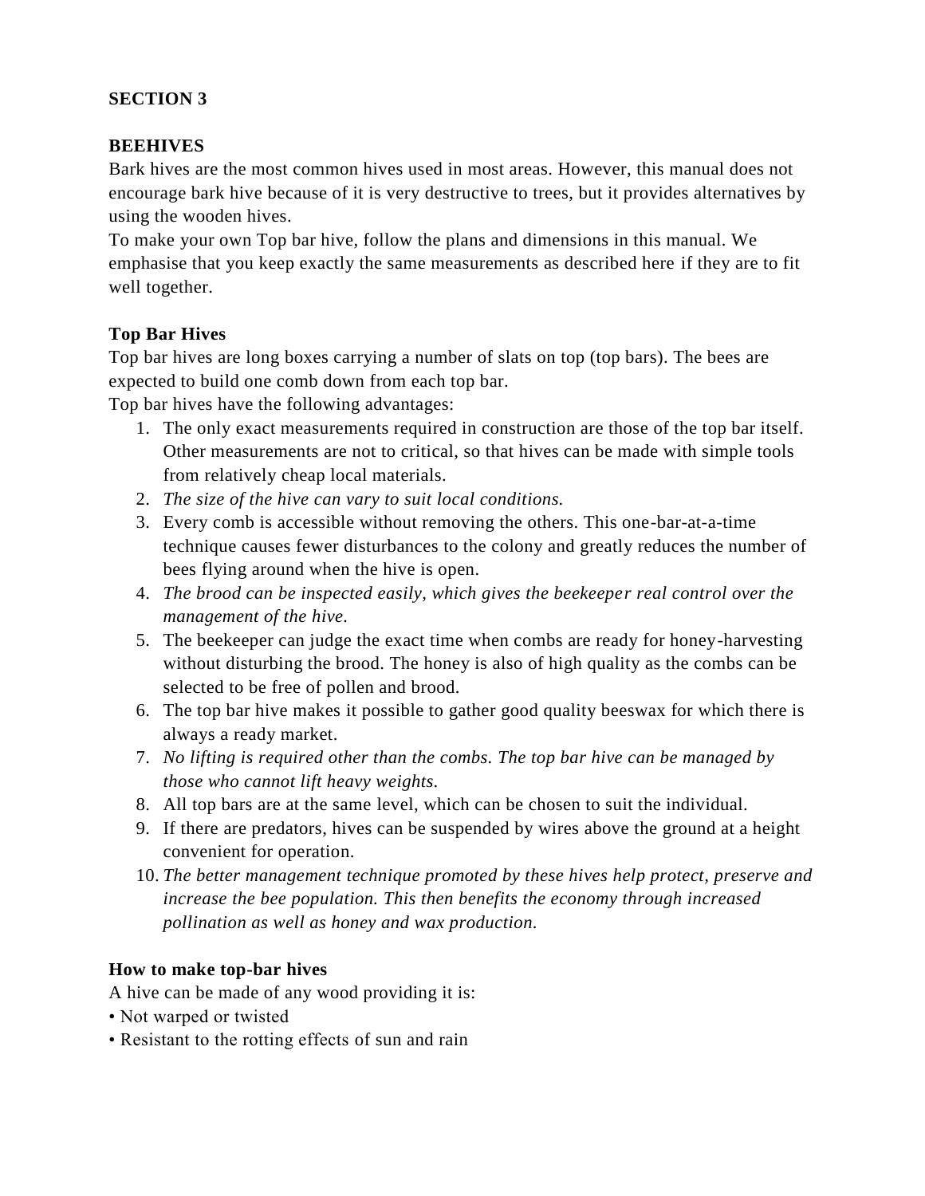## SECTION 3

## BEEHIVES

Bark hives are the most common hives used in most areas. However, this manual does not encourage bark hive because of it is very destructive to trees, but it provides alternatives by using the wooden hives.

To make your own Top bar hive, follow the plans and dimensions in this manual. We emphasise that you keep exactly the same measurements as described here if they are to fit well together.

### Top Bar Hives

Top bar hives are long boxes carrying a number of slats on top (top bars). The bees are expected to build one comb down from each top bar.

Top bar hives have the following advantages:

1. The only exact measurements required in construction are those of the top bar itself. Other measurements are not to critical, so that hives can be made with simple tools from relatively cheap local materials.
2. *The size of the hive can vary to suit local conditions.*
3. Every comb is accessible without removing the others. This one-bar-at-a-time technique causes fewer disturbances to the colony and greatly reduces the number of bees flying around when the hive is open.
4. *The brood can be inspected easily, which gives the beekeeper real control over the management of the hive.*
5. The beekeeper can judge the exact time when combs are ready for honey-harvesting without disturbing the brood. The honey is also of high quality as the combs can be selected to be free of pollen and brood.
6. The top bar hive makes it possible to gather good quality beeswax for which there is always a ready market.
7. *No lifting is required other than the combs. The top bar hive can be managed by those who cannot lift heavy weights.*
8. All top bars are at the same level, which can be chosen to suit the individual.
9. If there are predators, hives can be suspended by wires above the ground at a height convenient for operation.
10. *The better management technique promoted by these hives help protect, preserve and increase the bee population. This then benefits the economy through increased pollination as well as honey and wax production.*

### How to make top-bar hives

A hive can be made of any wood providing it is:

- Not warped or twisted
- Resistant to the rotting effects of sun and rain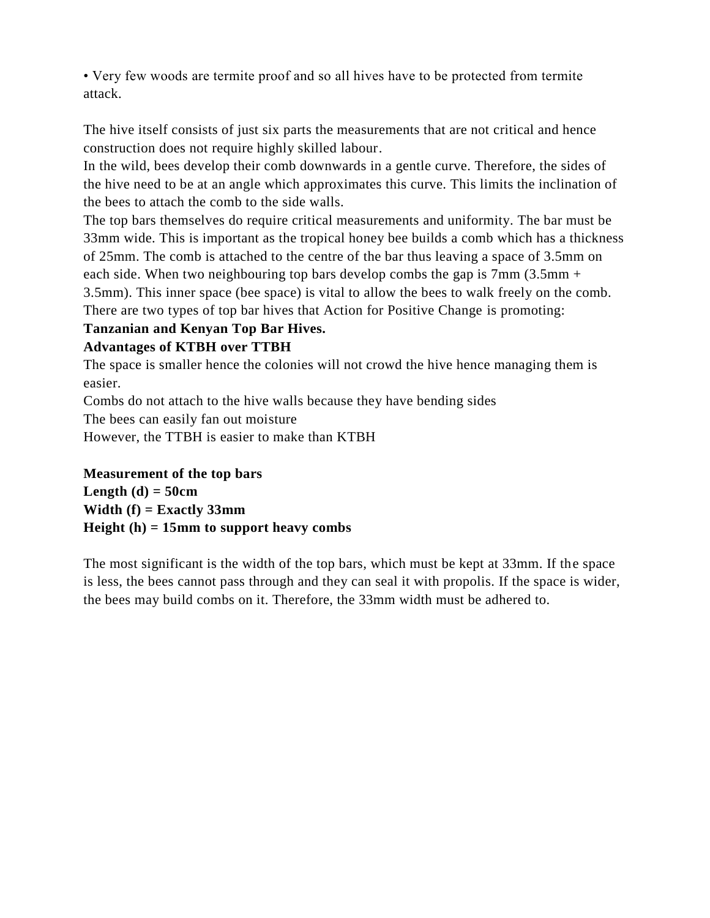• Very few woods are termite proof and so all hives have to be protected from termite attack.

The hive itself consists of just six parts the measurements that are not critical and hence construction does not require highly skilled labour.
In the wild, bees develop their comb downwards in a gentle curve. Therefore, the sides of the hive need to be at an angle which approximates this curve. This limits the inclination of the bees to attach the comb to the side walls.
The top bars themselves do require critical measurements and uniformity. The bar must be 33mm wide. This is important as the tropical honey bee builds a comb which has a thickness of 25mm. The comb is attached to the centre of the bar thus leaving a space of 3.5mm on each side. When two neighbouring top bars develop combs the gap is 7mm (3.5mm + 3.5mm). This inner space (bee space) is vital to allow the bees to walk freely on the comb.
There are two types of top bar hives that Action for Positive Change is promoting:
**Tanzanian and Kenyan Top Bar Hives.**
**Advantages of KTBH over TTBH**
The space is smaller hence the colonies will not crowd the hive hence managing them is easier.
Combs do not attach to the hive walls because they have bending sides
The bees can easily fan out moisture
However, the TTBH is easier to make than KTBH

**Measurement of the top bars**
**Length (d) = 50cm**
**Width (f) = Exactly 33mm**
**Height (h) = 15mm to support heavy combs**

The most significant is the width of the top bars, which must be kept at 33mm. If the space is less, the bees cannot pass through and they can seal it with propolis. If the space is wider, the bees may build combs on it. Therefore, the 33mm width must be adhered to.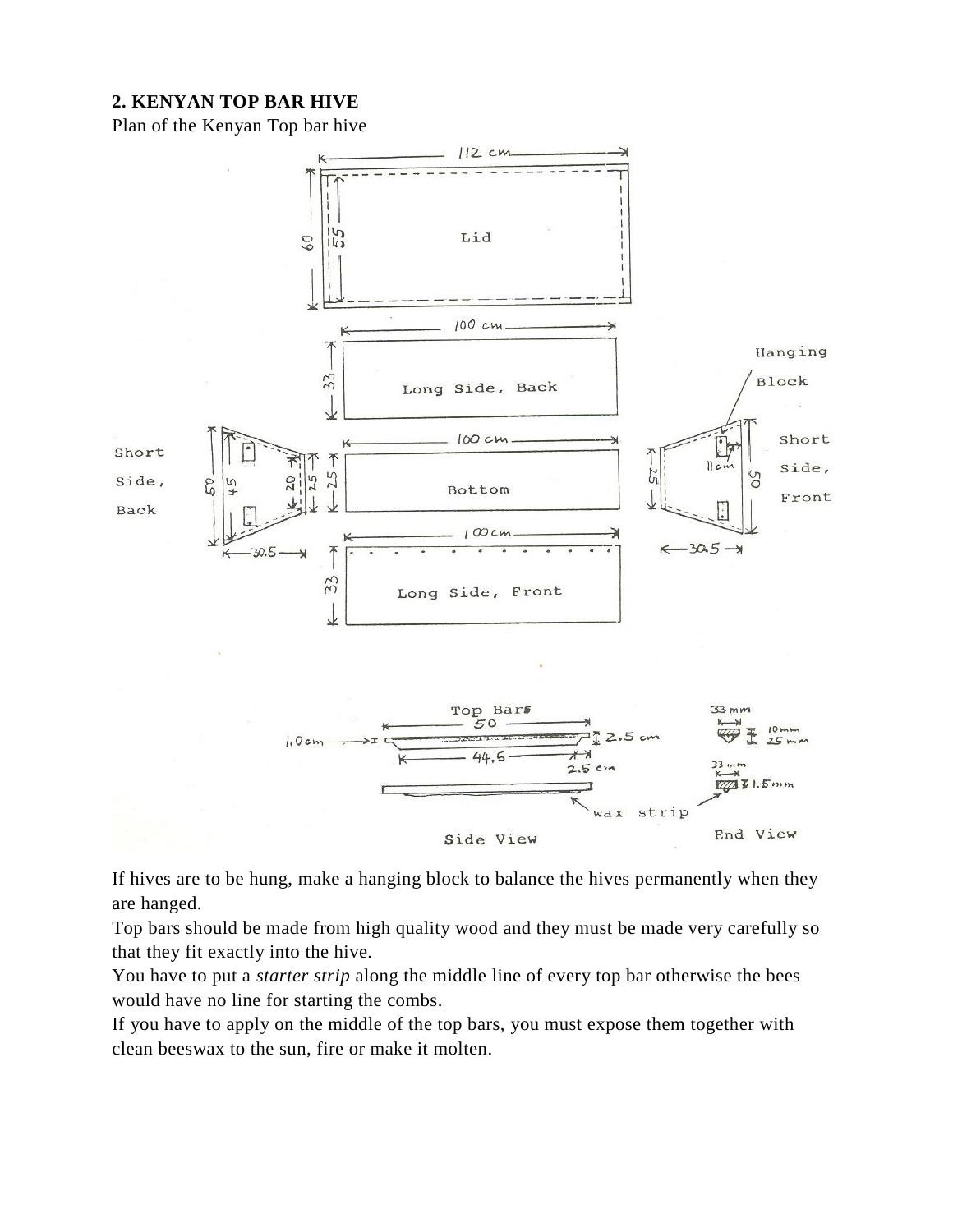**2. KENYAN TOP BAR HIVE**

Plan of the Kenyan Top bar hive

If hives are to be hung, make a hanging block to balance the hives permanently when they are hanged.

Top bars should be made from high quality wood and they must be made very carefully so that they fit exactly into the hive.

You have to put a *starter strip* along the middle line of every top bar otherwise the bees would have no line for starting the combs.

If you have to apply on the middle of the top bars, you must expose them together with clean beeswax to the sun, fire or make it molten.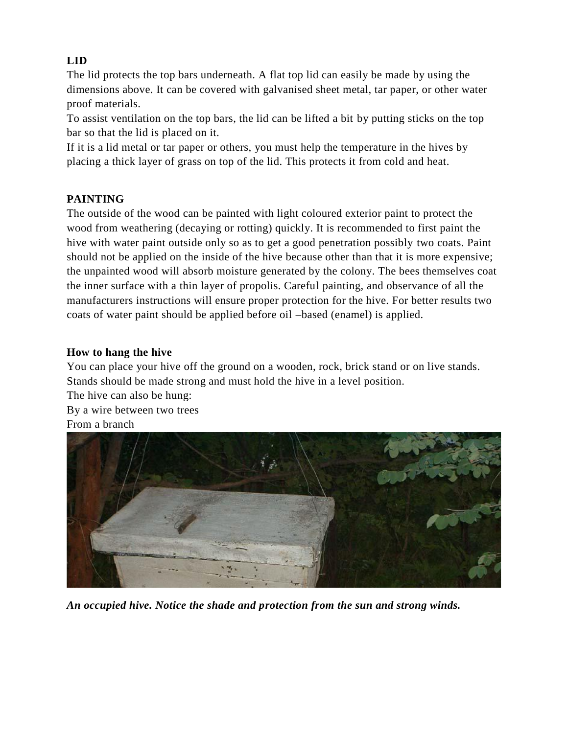**LID**

The lid protects the top bars underneath. A flat top lid can easily be made by using the dimensions above. It can be covered with galvanised sheet metal, tar paper, or other water proof materials.

To assist ventilation on the top bars, the lid can be lifted a bit by putting sticks on the top bar so that the lid is placed on it.

If it is a lid metal or tar paper or others, you must help the temperature in the hives by placing a thick layer of grass on top of the lid. This protects it from cold and heat.

**PAINTING**

The outside of the wood can be painted with light coloured exterior paint to protect the wood from weathering (decaying or rotting) quickly. It is recommended to first paint the hive with water paint outside only so as to get a good penetration possibly two coats. Paint should not be applied on the inside of the hive because other than that it is more expensive; the unpainted wood will absorb moisture generated by the colony. The bees themselves coat the inner surface with a thin layer of propolis. Careful painting, and observance of all the manufacturers instructions will ensure proper protection for the hive. For better results two coats of water paint should be applied before oil –based (enamel) is applied.

**How to hang the hive**

You can place your hive off the ground on a wooden, rock, brick stand or on live stands. Stands should be made strong and must hold the hive in a level position.

The hive can also be hung:

By a wire between two trees

From a branch

***An occupied hive. Notice the shade and protection from the sun and strong winds.***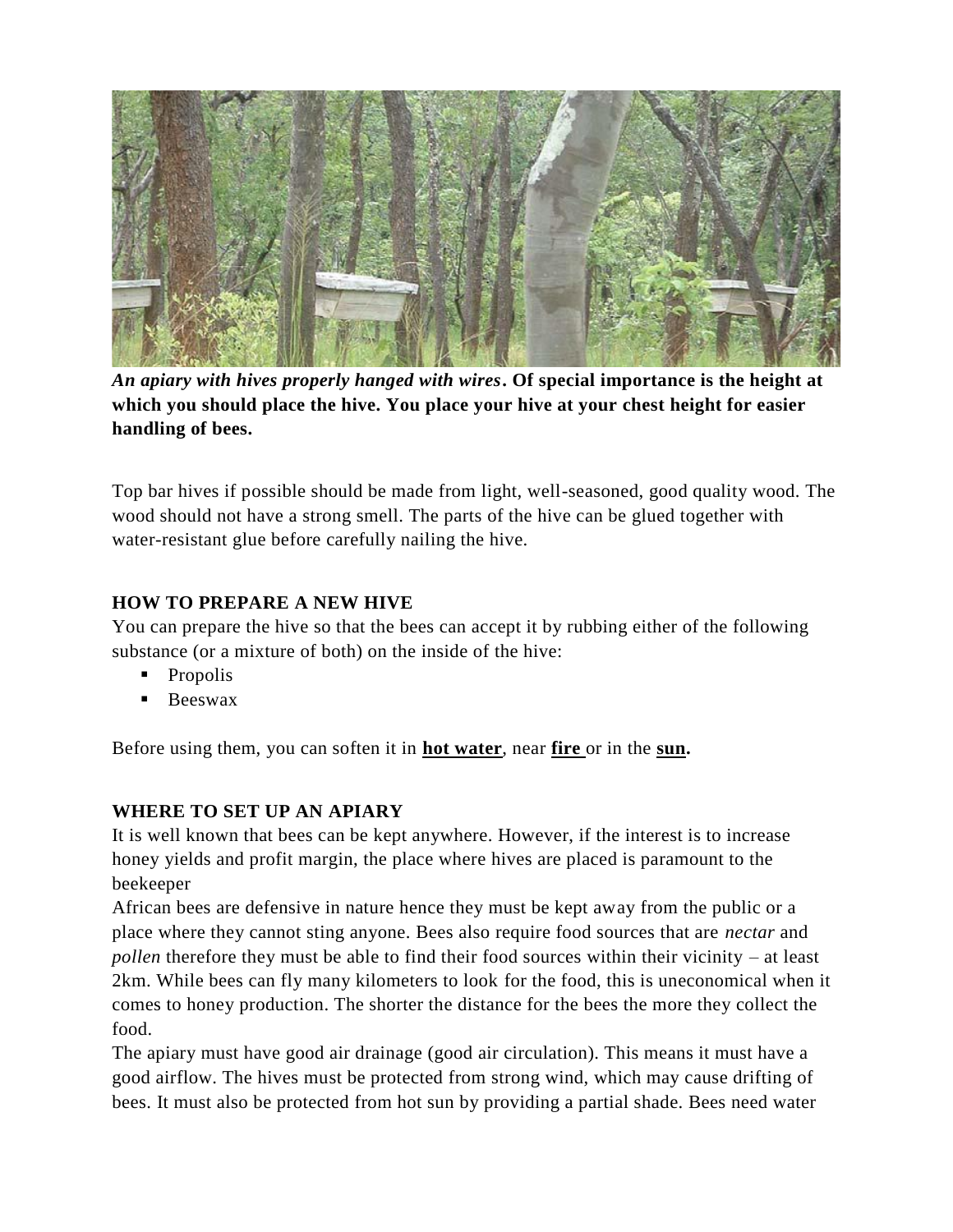*An apiary with hives properly hanged with wires***. Of special importance is the height at which you should place the hive. You place your hive at your chest height for easier handling of bees.**

Top bar hives if possible should be made from light, well-seasoned, good quality wood. The wood should not have a strong smell. The parts of the hive can be glued together with water-resistant glue before carefully nailing the hive.

### HOW TO PREPARE A NEW HIVE

You can prepare the hive so that the bees can accept it by rubbing either of the following substance (or a mixture of both) on the inside of the hive:

- Propolis
- Beeswax

Before using them, you can soften it in **hot water**, near **fire** or in the **sun.**

### WHERE TO SET UP AN APIARY

It is well known that bees can be kept anywhere. However, if the interest is to increase honey yields and profit margin, the place where hives are placed is paramount to the beekeeper

African bees are defensive in nature hence they must be kept away from the public or a place where they cannot sting anyone. Bees also require food sources that are *nectar* and *pollen* therefore they must be able to find their food sources within their vicinity – at least 2km. While bees can fly many kilometers to look for the food, this is uneconomical when it comes to honey production. The shorter the distance for the bees the more they collect the food.

The apiary must have good air drainage (good air circulation). This means it must have a good airflow. The hives must be protected from strong wind, which may cause drifting of bees. It must also be protected from hot sun by providing a partial shade. Bees need water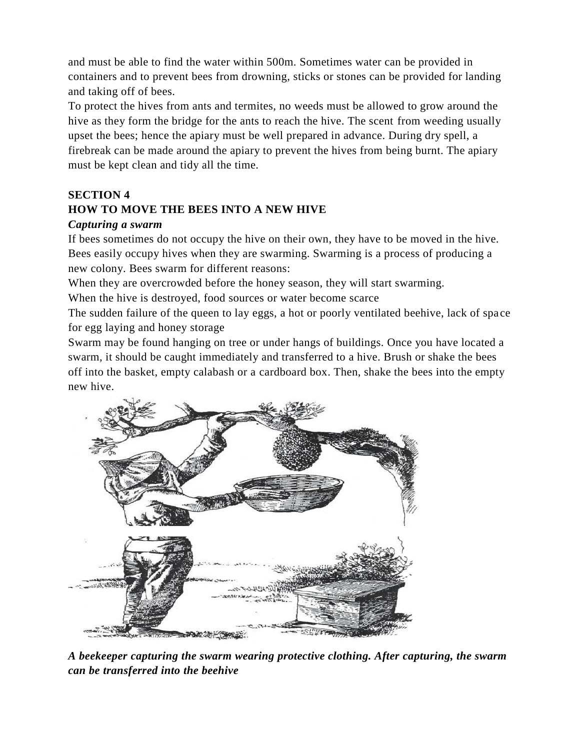and must be able to find the water within 500m. Sometimes water can be provided in containers and to prevent bees from drowning, sticks or stones can be provided for landing and taking off of bees.

To protect the hives from ants and termites, no weeds must be allowed to grow around the hive as they form the bridge for the ants to reach the hive. The scent from weeding usually upset the bees; hence the apiary must be well prepared in advance. During dry spell, a firebreak can be made around the apiary to prevent the hives from being burnt. The apiary must be kept clean and tidy all the time.

## SECTION 4

## HOW TO MOVE THE BEES INTO A NEW HIVE

### *Capturing a swarm*

If bees sometimes do not occupy the hive on their own, they have to be moved in the hive. Bees easily occupy hives when they are swarming. Swarming is a process of producing a new colony. Bees swarm for different reasons:

When they are overcrowded before the honey season, they will start swarming.

When the hive is destroyed, food sources or water become scarce

The sudden failure of the queen to lay eggs, a hot or poorly ventilated beehive, lack of space for egg laying and honey storage

Swarm may be found hanging on tree or under hangs of buildings. Once you have located a swarm, it should be caught immediately and transferred to a hive. Brush or shake the bees off into the basket, empty calabash or a cardboard box. Then, shake the bees into the empty new hive.

***A beekeeper capturing the swarm wearing protective clothing. After capturing, the swarm can be transferred into the beehive***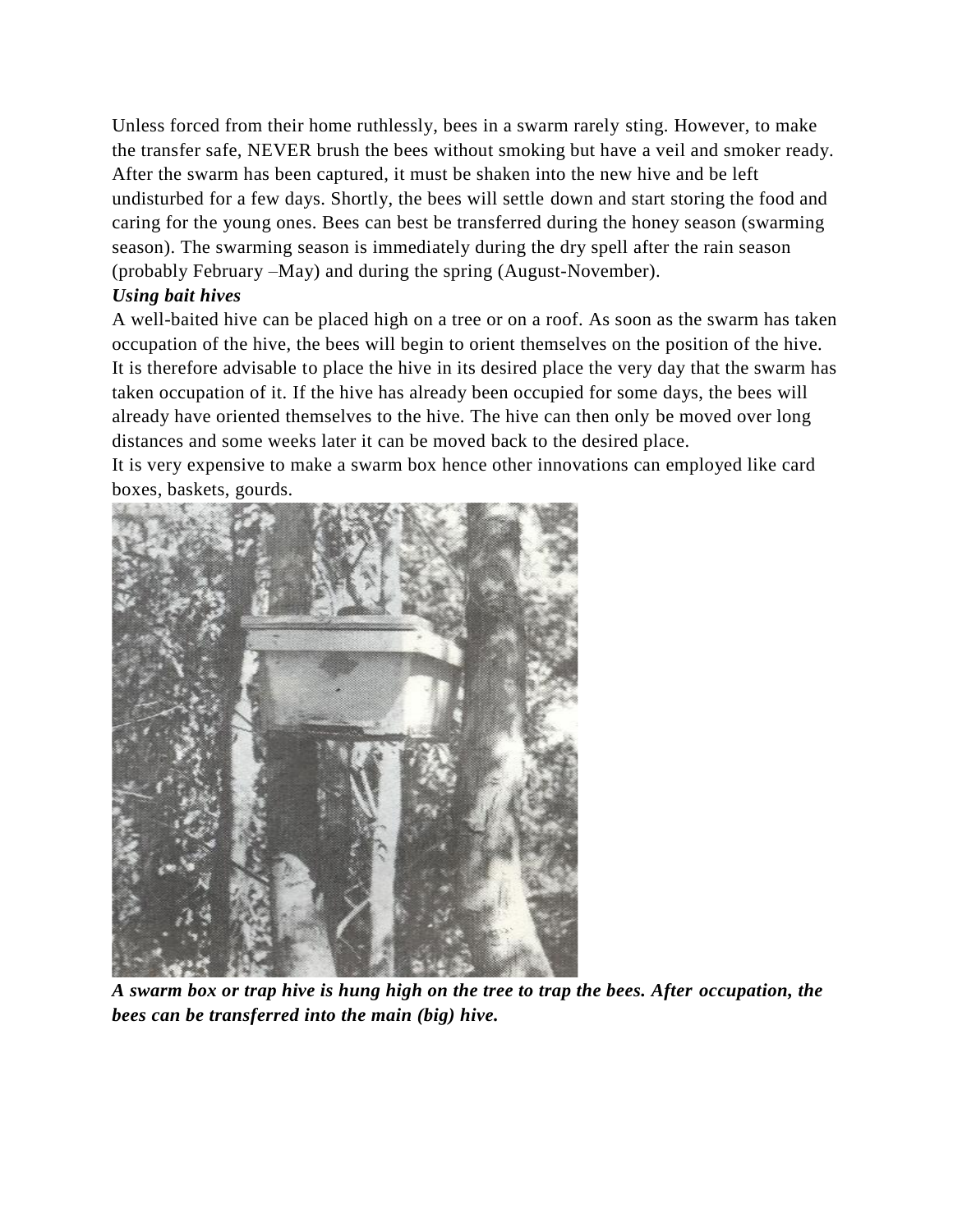Unless forced from their home ruthlessly, bees in a swarm rarely sting. However, to make the transfer safe, NEVER brush the bees without smoking but have a veil and smoker ready. After the swarm has been captured, it must be shaken into the new hive and be left undisturbed for a few days. Shortly, the bees will settle down and start storing the food and caring for the young ones. Bees can best be transferred during the honey season (swarming season). The swarming season is immediately during the dry spell after the rain season (probably February –May) and during the spring (August-November).

***Using bait hives***

A well-baited hive can be placed high on a tree or on a roof. As soon as the swarm has taken occupation of the hive, the bees will begin to orient themselves on the position of the hive. It is therefore advisable to place the hive in its desired place the very day that the swarm has taken occupation of it. If the hive has already been occupied for some days, the bees will already have oriented themselves to the hive. The hive can then only be moved over long distances and some weeks later it can be moved back to the desired place.

It is very expensive to make a swarm box hence other innovations can employed like card boxes, baskets, gourds.

***A swarm box or trap hive is hung high on the tree to trap the bees. After occupation, the bees can be transferred into the main (big) hive.***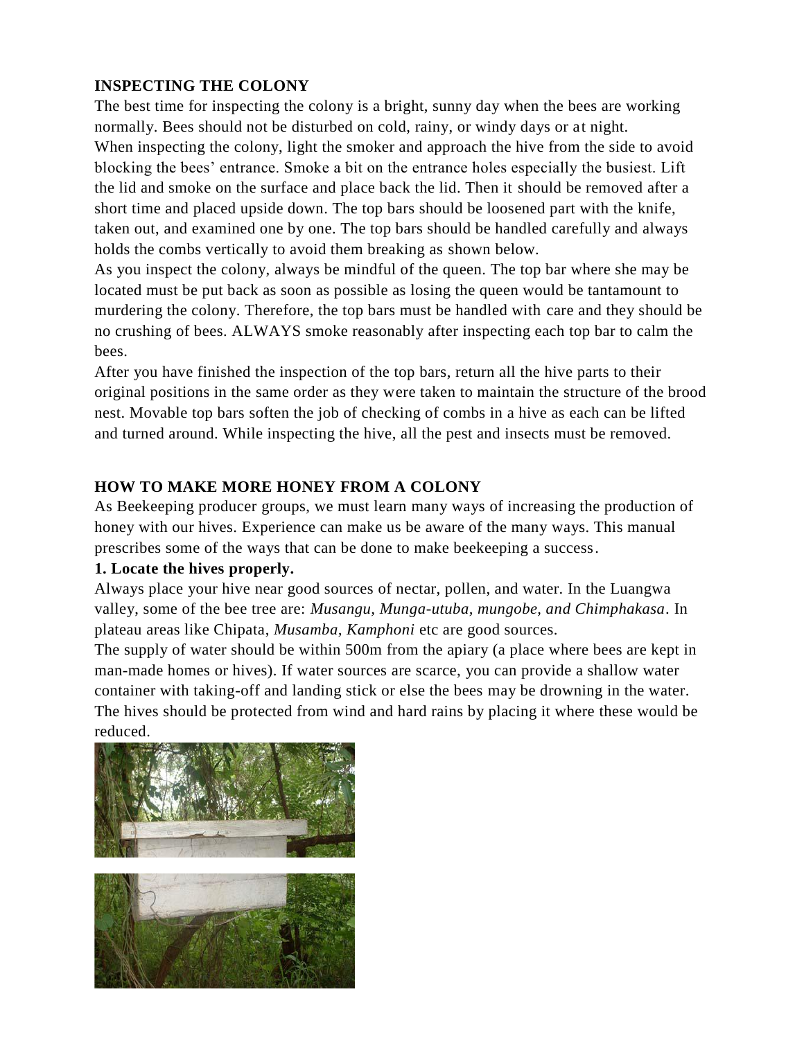## INSPECTING THE COLONY

The best time for inspecting the colony is a bright, sunny day when the bees are working normally. Bees should not be disturbed on cold, rainy, or windy days or at night.

When inspecting the colony, light the smoker and approach the hive from the side to avoid blocking the bees' entrance. Smoke a bit on the entrance holes especially the busiest. Lift the lid and smoke on the surface and place back the lid. Then it should be removed after a short time and placed upside down. The top bars should be loosened part with the knife, taken out, and examined one by one. The top bars should be handled carefully and always holds the combs vertically to avoid them breaking as shown below.

As you inspect the colony, always be mindful of the queen. The top bar where she may be located must be put back as soon as possible as losing the queen would be tantamount to murdering the colony. Therefore, the top bars must be handled with care and they should be no crushing of bees. ALWAYS smoke reasonably after inspecting each top bar to calm the bees.

After you have finished the inspection of the top bars, return all the hive parts to their original positions in the same order as they were taken to maintain the structure of the brood nest. Movable top bars soften the job of checking of combs in a hive as each can be lifted and turned around. While inspecting the hive, all the pest and insects must be removed.

## HOW TO MAKE MORE HONEY FROM A COLONY

As Beekeeping producer groups, we must learn many ways of increasing the production of honey with our hives. Experience can make us be aware of the many ways. This manual prescribes some of the ways that can be done to make beekeeping a success.

### 1. Locate the hives properly.

Always place your hive near good sources of nectar, pollen, and water. In the Luangwa valley, some of the bee tree are: *Musangu, Munga-utuba, mungobe, and Chimphakasa*. In plateau areas like Chipata, *Musamba, Kamphoni* etc are good sources.

The supply of water should be within 500m from the apiary (a place where bees are kept in man-made homes or hives). If water sources are scarce, you can provide a shallow water container with taking-off and landing stick or else the bees may be drowning in the water. The hives should be protected from wind and hard rains by placing it where these would be reduced.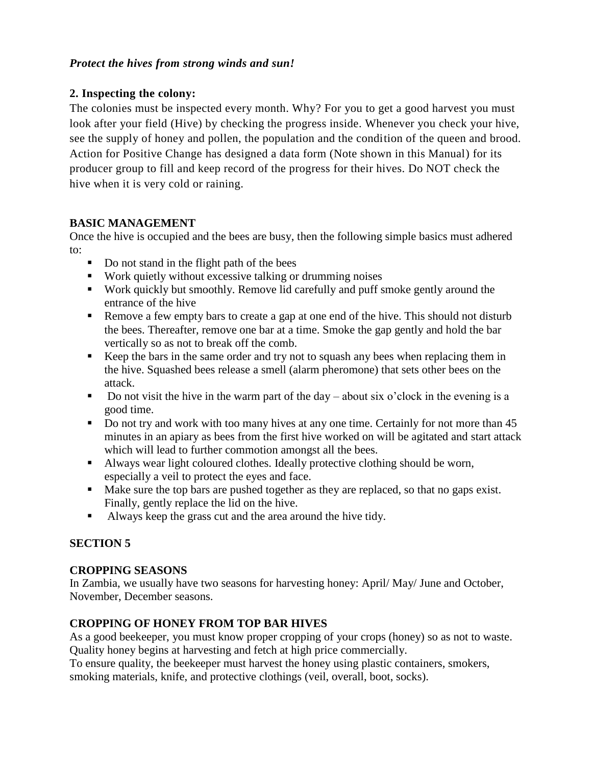***Protect the hives from strong winds and sun!***

**2. Inspecting the colony:**

The colonies must be inspected every month. Why? For you to get a good harvest you must look after your field (Hive) by checking the progress inside. Whenever you check your hive, see the supply of honey and pollen, the population and the condition of the queen and brood. Action for Positive Change has designed a data form (Note shown in this Manual) for its producer group to fill and keep record of the progress for their hives. Do NOT check the hive when it is very cold or raining.

**BASIC MANAGEMENT**

Once the hive is occupied and the bees are busy, then the following simple basics must adhered to:

- Do not stand in the flight path of the bees
- Work quietly without excessive talking or drumming noises
- Work quickly but smoothly. Remove lid carefully and puff smoke gently around the entrance of the hive
- Remove a few empty bars to create a gap at one end of the hive. This should not disturb the bees. Thereafter, remove one bar at a time. Smoke the gap gently and hold the bar vertically so as not to break off the comb.
- Keep the bars in the same order and try not to squash any bees when replacing them in the hive. Squashed bees release a smell (alarm pheromone) that sets other bees on the attack.
- Do not visit the hive in the warm part of the day – about six o'clock in the evening is a good time.
- Do not try and work with too many hives at any one time. Certainly for not more than 45 minutes in an apiary as bees from the first hive worked on will be agitated and start attack which will lead to further commotion amongst all the bees.
- Always wear light coloured clothes. Ideally protective clothing should be worn, especially a veil to protect the eyes and face.
- Make sure the top bars are pushed together as they are replaced, so that no gaps exist. Finally, gently replace the lid on the hive.
- Always keep the grass cut and the area around the hive tidy.

**SECTION 5**

**CROPPING SEASONS**

In Zambia, we usually have two seasons for harvesting honey: April/ May/ June and October, November, December seasons.

**CROPPING OF HONEY FROM TOP BAR HIVES**

As a good beekeeper, you must know proper cropping of your crops (honey) so as not to waste. Quality honey begins at harvesting and fetch at high price commercially.
To ensure quality, the beekeeper must harvest the honey using plastic containers, smokers, smoking materials, knife, and protective clothings (veil, overall, boot, socks).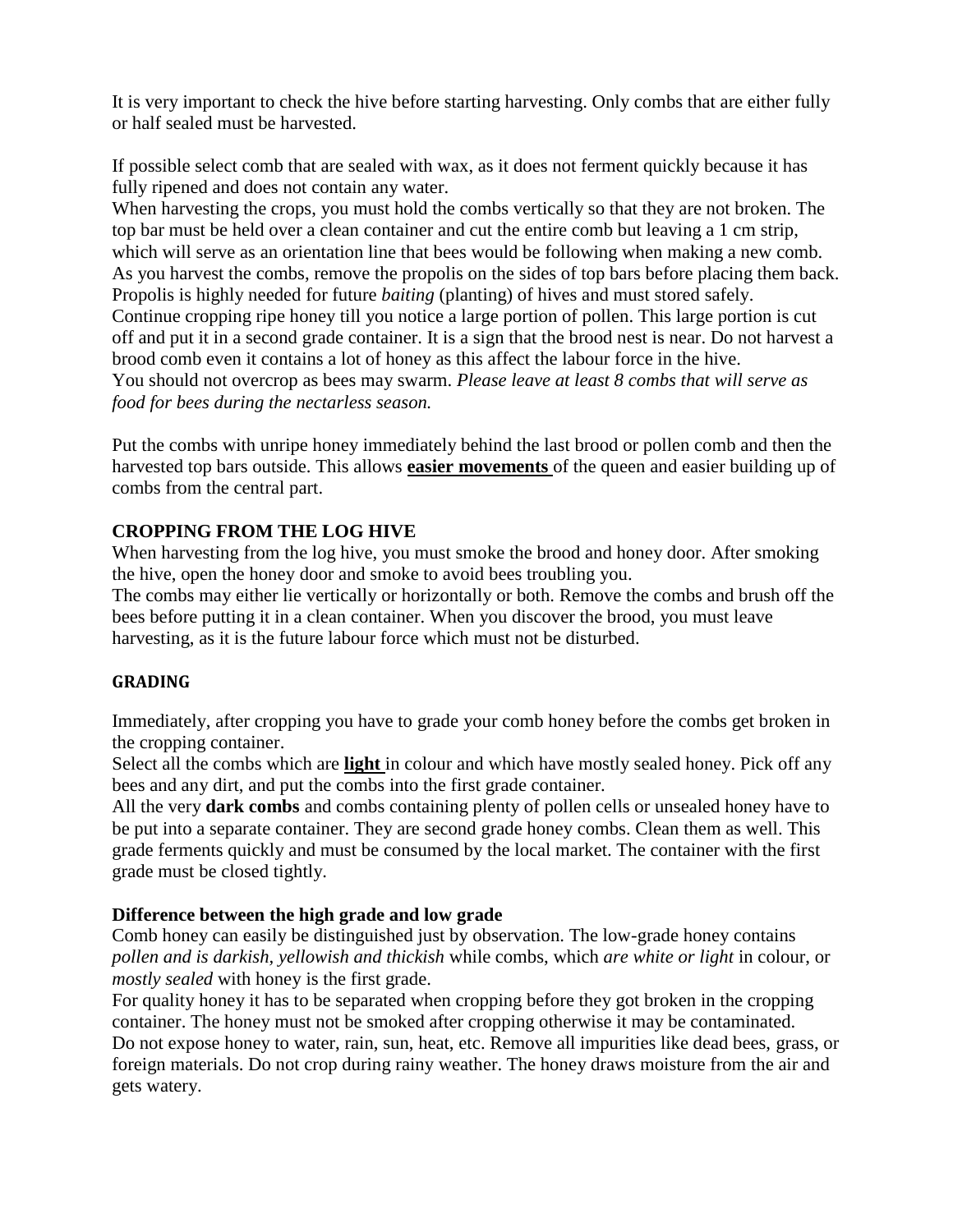It is very important to check the hive before starting harvesting. Only combs that are either fully or half sealed must be harvested.

If possible select comb that are sealed with wax, as it does not ferment quickly because it has fully ripened and does not contain any water.
When harvesting the crops, you must hold the combs vertically so that they are not broken. The top bar must be held over a clean container and cut the entire comb but leaving a 1 cm strip, which will serve as an orientation line that bees would be following when making a new comb. As you harvest the combs, remove the propolis on the sides of top bars before placing them back. Propolis is highly needed for future *baiting* (planting) of hives and must stored safely.
Continue cropping ripe honey till you notice a large portion of pollen. This large portion is cut off and put it in a second grade container. It is a sign that the brood nest is near. Do not harvest a brood comb even it contains a lot of honey as this affect the labour force in the hive.
You should not overcrop as bees may swarm. *Please leave at least 8 combs that will serve as food for bees during the nectarless season.*

Put the combs with unripe honey immediately behind the last brood or pollen comb and then the harvested top bars outside. This allows **easier movements** of the queen and easier building up of combs from the central part.

### CROPPING FROM THE LOG HIVE

When harvesting from the log hive, you must smoke the brood and honey door. After smoking the hive, open the honey door and smoke to avoid bees troubling you.
The combs may either lie vertically or horizontally or both. Remove the combs and brush off the bees before putting it in a clean container. When you discover the brood, you must leave harvesting, as it is the future labour force which must not be disturbed.

### GRADING

Immediately, after cropping you have to grade your comb honey before the combs get broken in the cropping container.
Select all the combs which are **light** in colour and which have mostly sealed honey. Pick off any bees and any dirt, and put the combs into the first grade container.
All the very **dark combs** and combs containing plenty of pollen cells or unsealed honey have to be put into a separate container. They are second grade honey combs. Clean them as well. This grade ferments quickly and must be consumed by the local market. The container with the first grade must be closed tightly.

### Difference between the high grade and low grade

Comb honey can easily be distinguished just by observation. The low-grade honey contains *pollen and is darkish, yellowish and thickish* while combs, which *are white or light* in colour, or *mostly sealed* with honey is the first grade.
For quality honey it has to be separated when cropping before they got broken in the cropping container. The honey must not be smoked after cropping otherwise it may be contaminated.
Do not expose honey to water, rain, sun, heat, etc. Remove all impurities like dead bees, grass, or foreign materials. Do not crop during rainy weather. The honey draws moisture from the air and gets watery.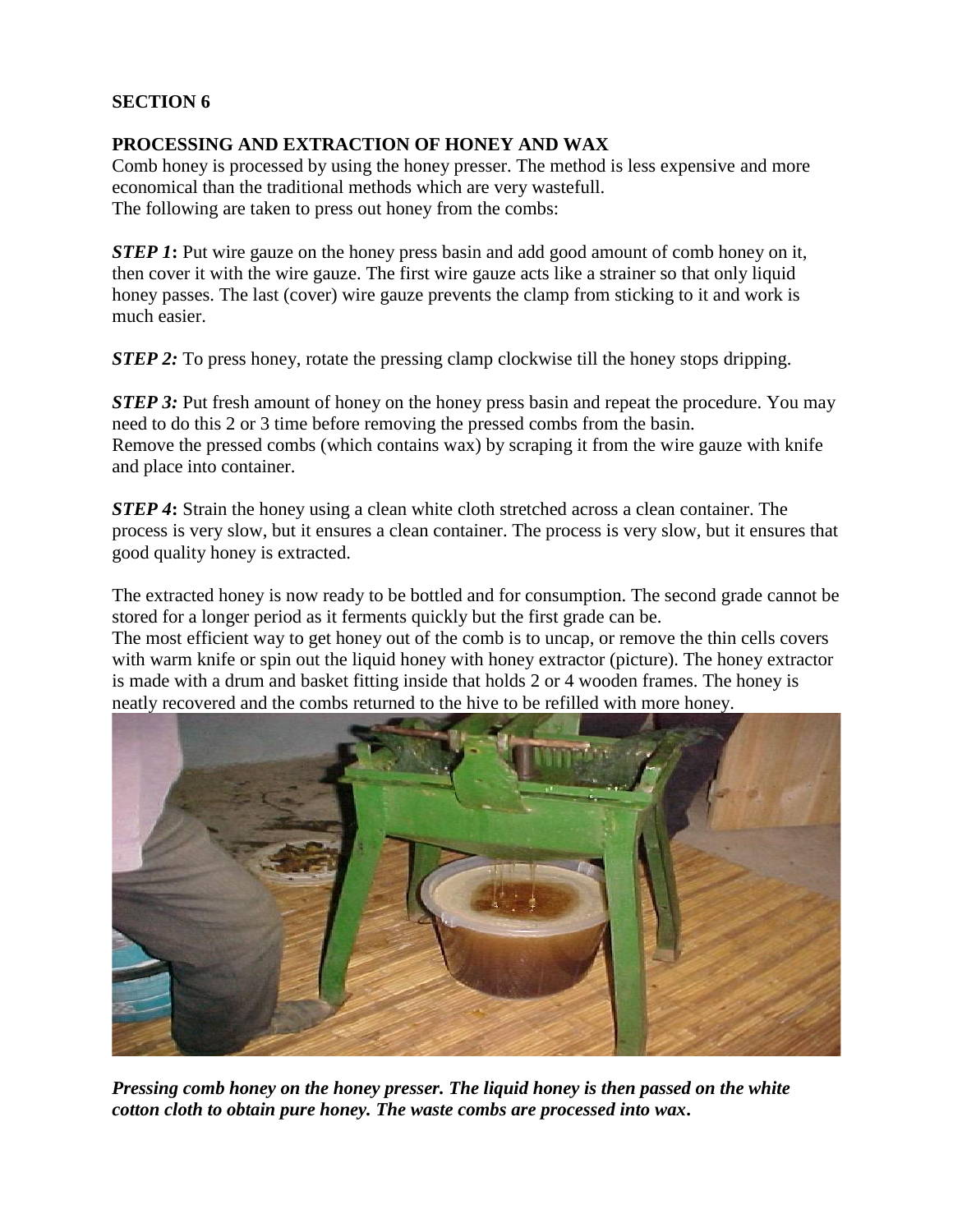**SECTION 6**

**PROCESSING AND EXTRACTION OF HONEY AND WAX**

Comb honey is processed by using the honey presser. The method is less expensive and more economical than the traditional methods which are very wastefull.
The following are taken to press out honey from the combs:

***STEP 1*****:** Put wire gauze on the honey press basin and add good amount of comb honey on it, then cover it with the wire gauze. The first wire gauze acts like a strainer so that only liquid honey passes. The last (cover) wire gauze prevents the clamp from sticking to it and work is much easier.

***STEP 2:*** To press honey, rotate the pressing clamp clockwise till the honey stops dripping.

***STEP 3:*** Put fresh amount of honey on the honey press basin and repeat the procedure. You may need to do this 2 or 3 time before removing the pressed combs from the basin.
Remove the pressed combs (which contains wax) by scraping it from the wire gauze with knife and place into container.

***STEP 4*****:** Strain the honey using a clean white cloth stretched across a clean container. The process is very slow, but it ensures a clean container. The process is very slow, but it ensures that good quality honey is extracted.

The extracted honey is now ready to be bottled and for consumption. The second grade cannot be stored for a longer period as it ferments quickly but the first grade can be.
The most efficient way to get honey out of the comb is to uncap, or remove the thin cells covers with warm knife or spin out the liquid honey with honey extractor (picture). The honey extractor is made with a drum and basket fitting inside that holds 2 or 4 wooden frames. The honey is neatly recovered and the combs returned to the hive to be refilled with more honey.

***Pressing comb honey on the honey presser. The liquid honey is then passed on the white cotton cloth to obtain pure honey. The waste combs are processed into wax.***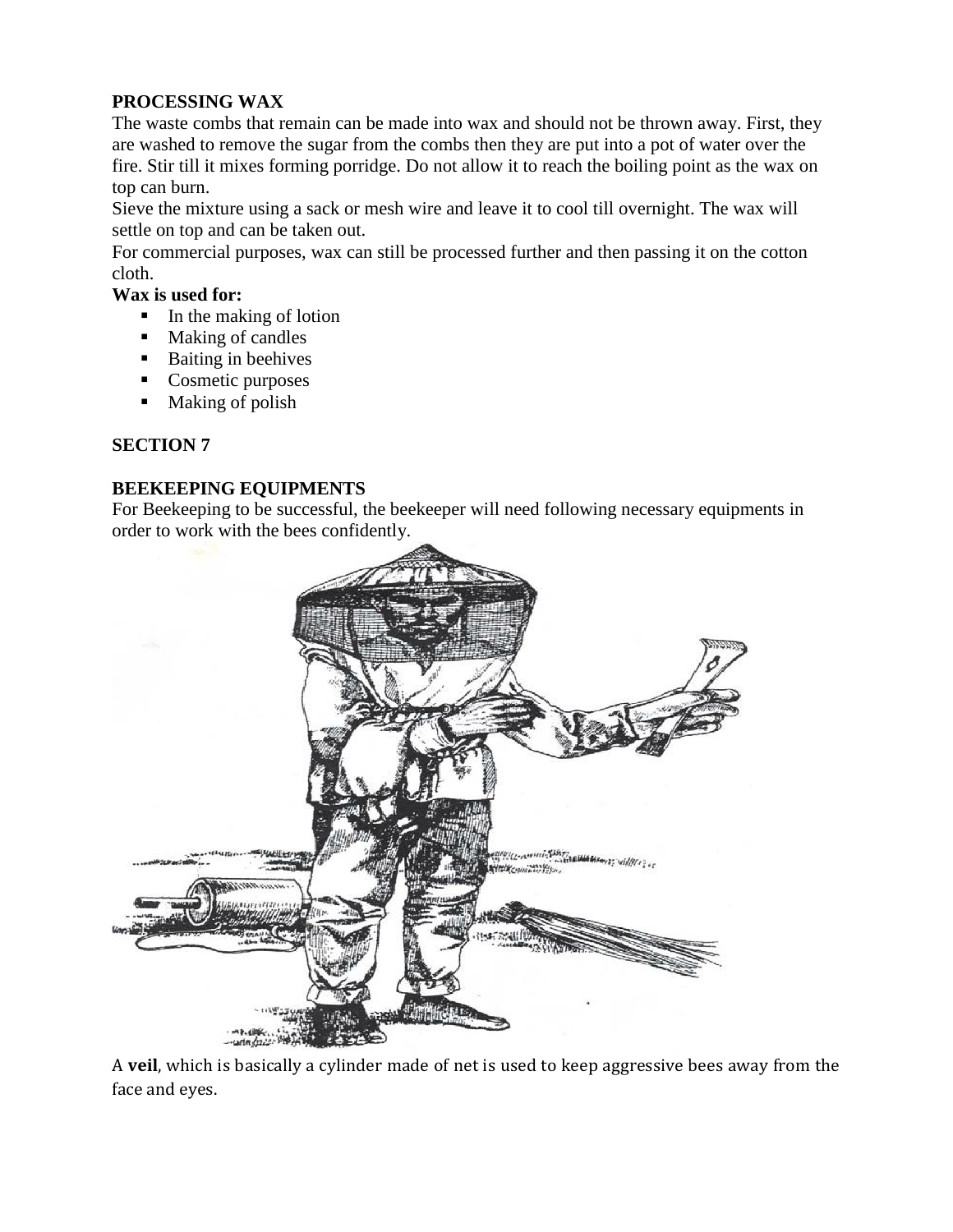**PROCESSING WAX**

The waste combs that remain can be made into wax and should not be thrown away. First, they are washed to remove the sugar from the combs then they are put into a pot of water over the fire. Stir till it mixes forming porridge. Do not allow it to reach the boiling point as the wax on top can burn.

Sieve the mixture using a sack or mesh wire and leave it to cool till overnight. The wax will settle on top and can be taken out.

For commercial purposes, wax can still be processed further and then passing it on the cotton cloth.

**Wax is used for:**

- In the making of lotion
- Making of candles
- Baiting in beehives
- Cosmetic purposes
- Making of polish

**SECTION 7**

**BEEKEEPING EQUIPMENTS**

For Beekeeping to be successful, the beekeeper will need following necessary equipments in order to work with the bees confidently.

A **veil**, which is basically a cylinder made of net is used to keep aggressive bees away from the face and eyes.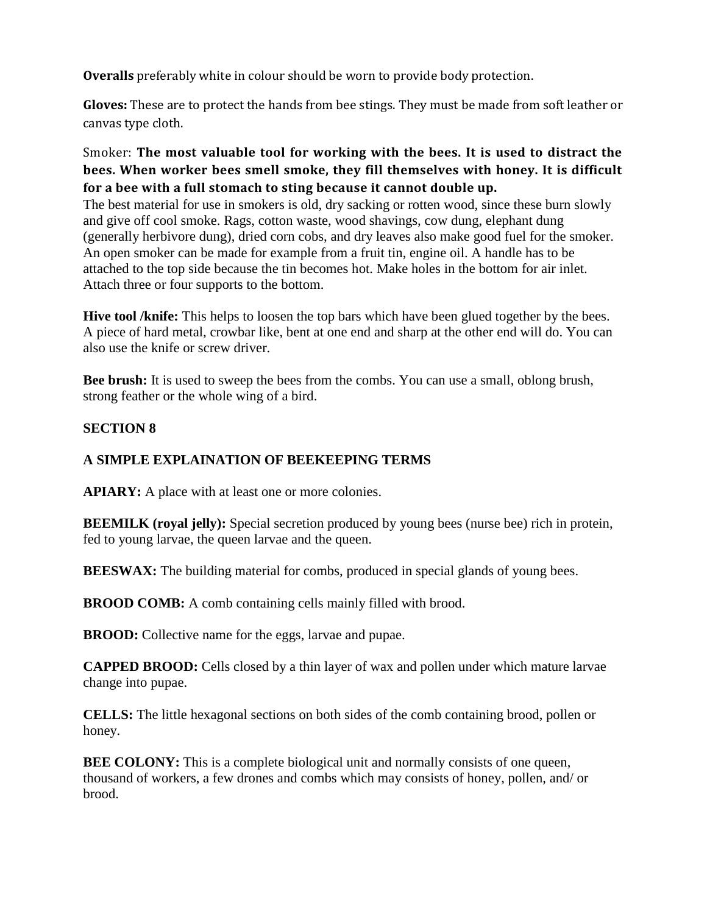**Overalls** preferably white in colour should be worn to provide body protection.

**Gloves:** These are to protect the hands from bee stings. They must be made from soft leather or canvas type cloth.

Smoker: **The most valuable tool for working with the bees. It is used to distract the bees. When worker bees smell smoke, they fill themselves with honey. It is difficult for a bee with a full stomach to sting because it cannot double up.**
The best material for use in smokers is old, dry sacking or rotten wood, since these burn slowly and give off cool smoke. Rags, cotton waste, wood shavings, cow dung, elephant dung (generally herbivore dung), dried corn cobs, and dry leaves also make good fuel for the smoker. An open smoker can be made for example from a fruit tin, engine oil. A handle has to be attached to the top side because the tin becomes hot. Make holes in the bottom for air inlet. Attach three or four supports to the bottom.

**Hive tool /knife:** This helps to loosen the top bars which have been glued together by the bees. A piece of hard metal, crowbar like, bent at one end and sharp at the other end will do. You can also use the knife or screw driver.

**Bee brush:** It is used to sweep the bees from the combs. You can use a small, oblong brush, strong feather or the whole wing of a bird.

## SECTION 8

## A SIMPLE EXPLAINATION OF BEEKEEPING TERMS

**APIARY:** A place with at least one or more colonies.

**BEEMILK (royal jelly):** Special secretion produced by young bees (nurse bee) rich in protein, fed to young larvae, the queen larvae and the queen.

**BEESWAX:** The building material for combs, produced in special glands of young bees.

**BROOD COMB:** A comb containing cells mainly filled with brood.

**BROOD:** Collective name for the eggs, larvae and pupae.

**CAPPED BROOD:** Cells closed by a thin layer of wax and pollen under which mature larvae change into pupae.

**CELLS:** The little hexagonal sections on both sides of the comb containing brood, pollen or honey.

**BEE COLONY:** This is a complete biological unit and normally consists of one queen, thousand of workers, a few drones and combs which may consists of honey, pollen, and/ or brood.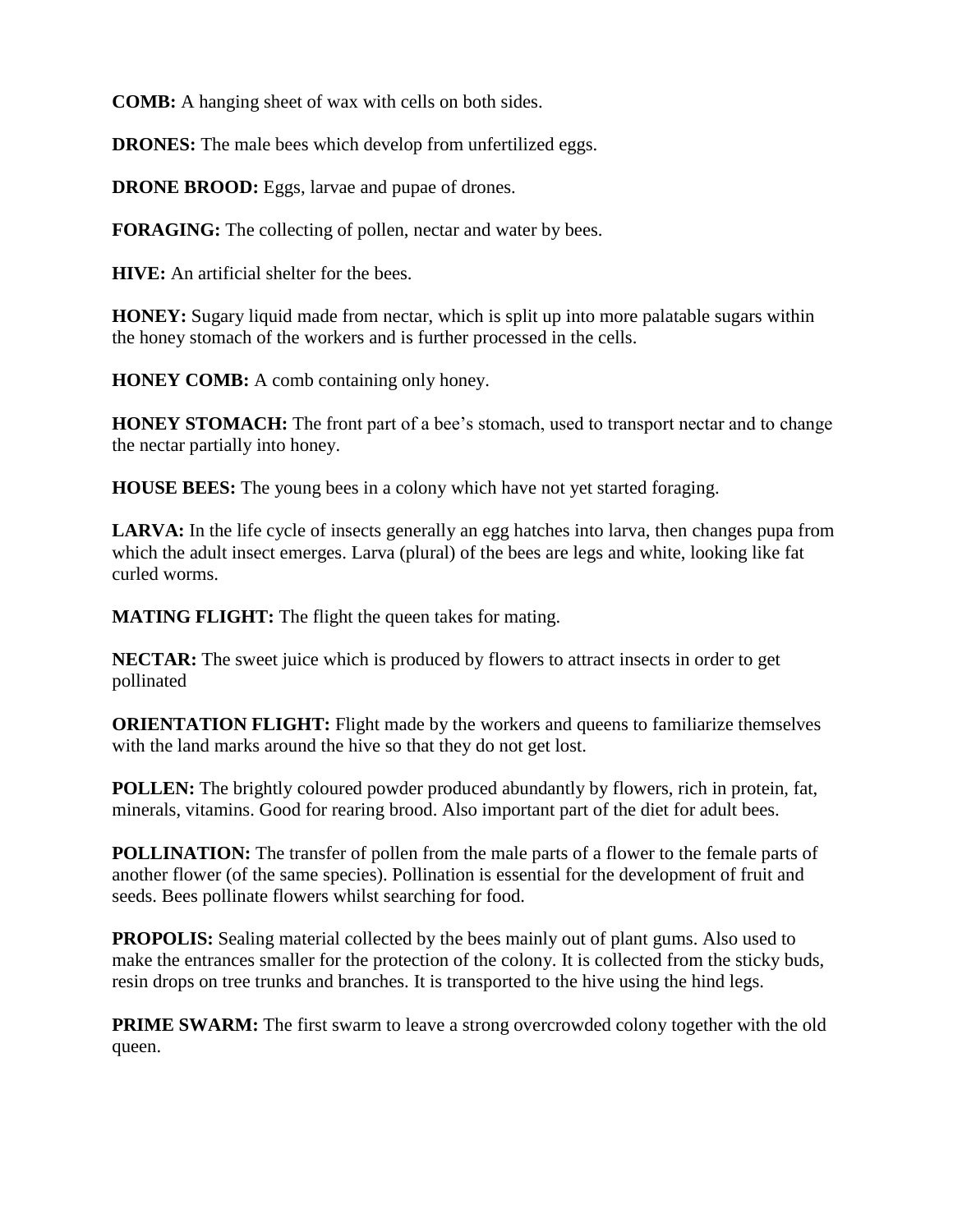**COMB:** A hanging sheet of wax with cells on both sides.

**DRONES:** The male bees which develop from unfertilized eggs.

**DRONE BROOD:** Eggs, larvae and pupae of drones.

**FORAGING:** The collecting of pollen, nectar and water by bees.

**HIVE:** An artificial shelter for the bees.

**HONEY:** Sugary liquid made from nectar, which is split up into more palatable sugars within the honey stomach of the workers and is further processed in the cells.

**HONEY COMB:** A comb containing only honey.

**HONEY STOMACH:** The front part of a bee's stomach, used to transport nectar and to change the nectar partially into honey.

**HOUSE BEES:** The young bees in a colony which have not yet started foraging.

**LARVA:** In the life cycle of insects generally an egg hatches into larva, then changes pupa from which the adult insect emerges. Larva (plural) of the bees are legs and white, looking like fat curled worms.

**MATING FLIGHT:** The flight the queen takes for mating.

**NECTAR:** The sweet juice which is produced by flowers to attract insects in order to get pollinated

**ORIENTATION FLIGHT:** Flight made by the workers and queens to familiarize themselves with the land marks around the hive so that they do not get lost.

**POLLEN:** The brightly coloured powder produced abundantly by flowers, rich in protein, fat, minerals, vitamins. Good for rearing brood. Also important part of the diet for adult bees.

**POLLINATION:** The transfer of pollen from the male parts of a flower to the female parts of another flower (of the same species). Pollination is essential for the development of fruit and seeds. Bees pollinate flowers whilst searching for food.

**PROPOLIS:** Sealing material collected by the bees mainly out of plant gums. Also used to make the entrances smaller for the protection of the colony. It is collected from the sticky buds, resin drops on tree trunks and branches. It is transported to the hive using the hind legs.

**PRIME SWARM:** The first swarm to leave a strong overcrowded colony together with the old queen.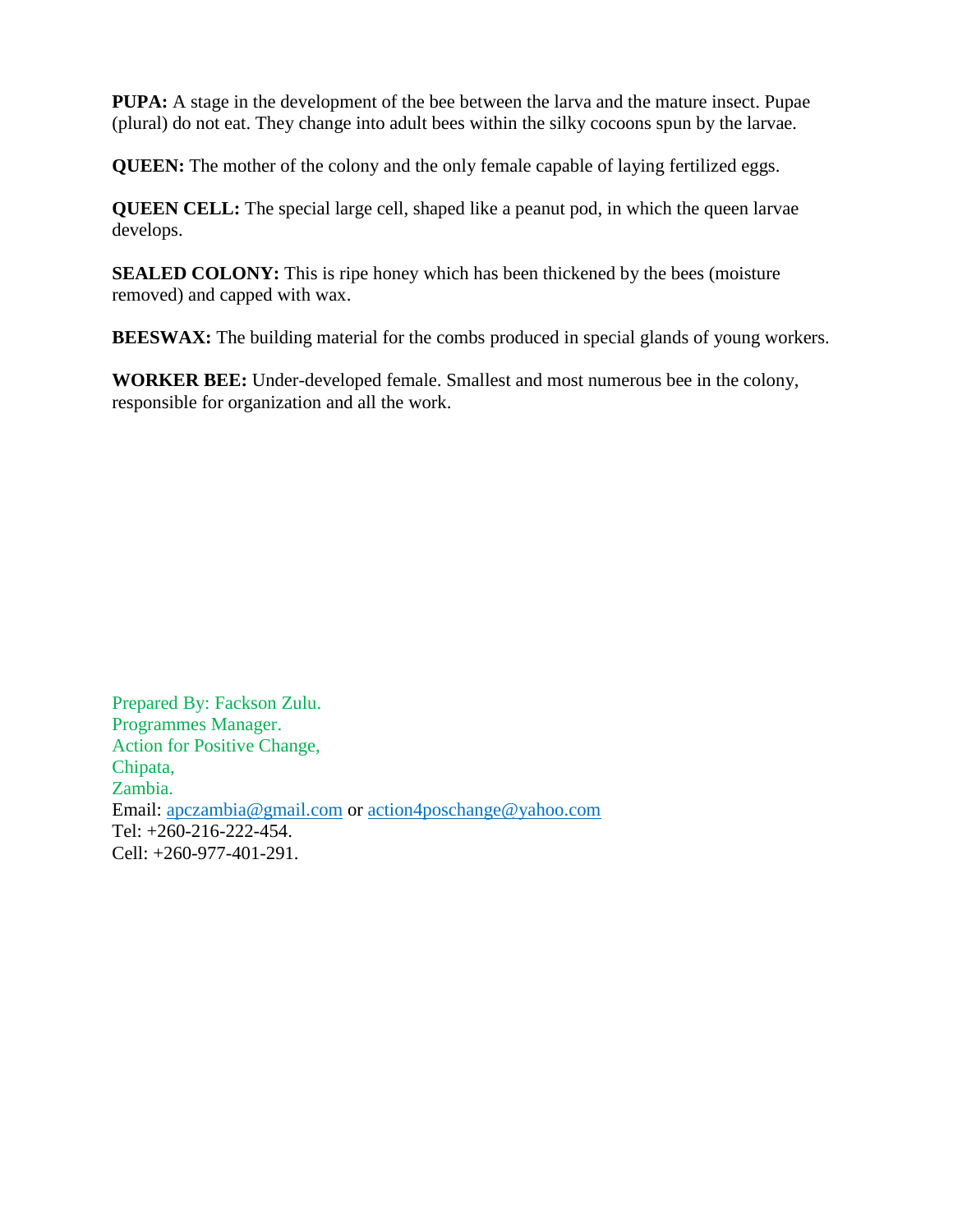**PUPA:** A stage in the development of the bee between the larva and the mature insect. Pupae (plural) do not eat. They change into adult bees within the silky cocoons spun by the larvae.

**QUEEN:** The mother of the colony and the only female capable of laying fertilized eggs.

**QUEEN CELL:** The special large cell, shaped like a peanut pod, in which the queen larvae develops.

**SEALED COLONY:** This is ripe honey which has been thickened by the bees (moisture removed) and capped with wax.

**BEESWAX:** The building material for the combs produced in special glands of young workers.

**WORKER BEE:** Under-developed female. Smallest and most numerous bee in the colony, responsible for organization and all the work.

Prepared By: Fackson Zulu.
Programmes Manager.
Action for Positive Change,
Chipata,
Zambia.
Email: apczambia@gmail.com or action4poschange@yahoo.com
Tel: +260-216-222-454.
Cell: +260-977-401-291.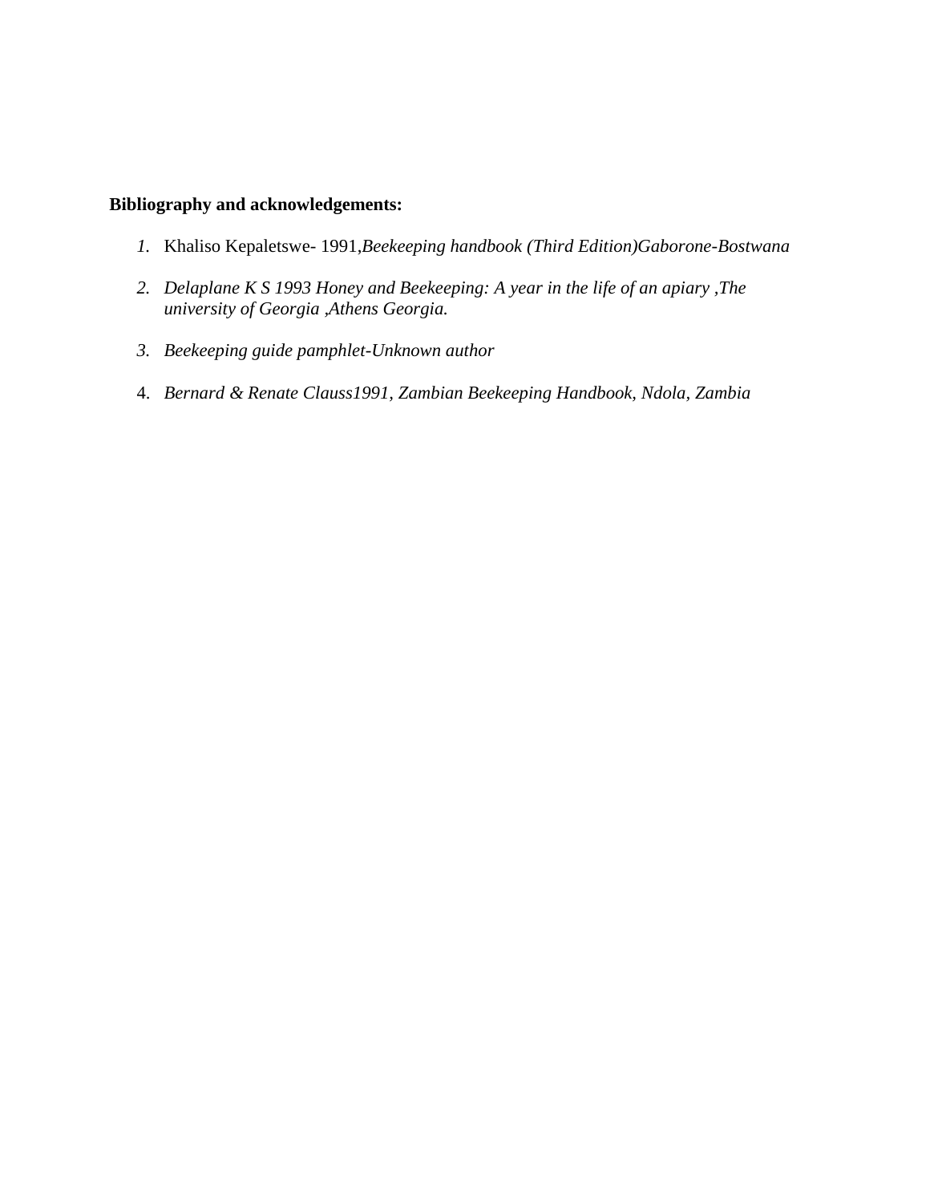**Bibliography and acknowledgements:**

1. Khaliso Kepaletswe- 1991,*Beekeeping handbook (Third Edition)Gaborone-Bostwana*

2. *Delaplane K S 1993 Honey and Beekeeping: A year in the life of an apiary ,The university of Georgia ,Athens Georgia.*

3. *Beekeeping guide pamphlet-Unknown author*

4. *Bernard & Renate Clauss1991, Zambian Beekeeping Handbook, Ndola, Zambia*